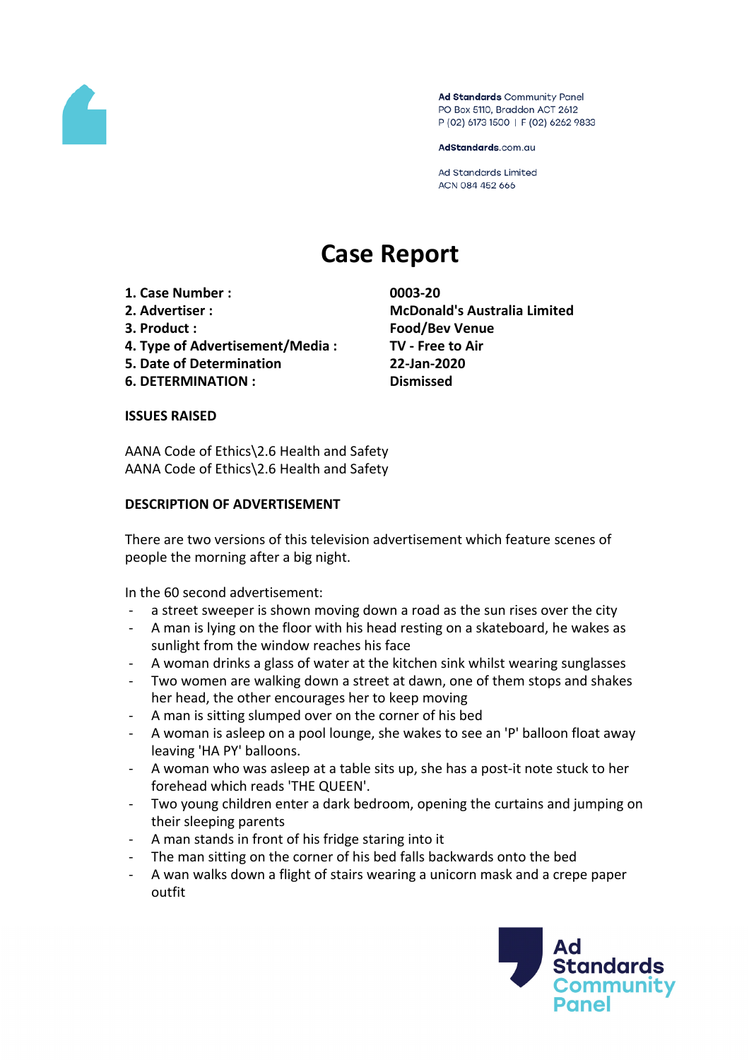Ad Standards Community Panel
PO Box 5110, Braddon ACT 2612
P (02) 6173 1500 | F (02) 6262 9833

AdStandards.com.au

Ad Standards Limited
ACN 084 452 666

# Case Report

| | |
|---|---|
| **1. Case Number :** | **0003-20** |
| **2. Advertiser :** | **McDonald's Australia Limited** |
| **3. Product :** | **Food/Bev Venue** |
| **4. Type of Advertisement/Media :** | **TV - Free to Air** |
| **5. Date of Determination** | **22-Jan-2020** |
| **6. DETERMINATION :** | **Dismissed** |

**ISSUES RAISED**

AANA Code of Ethics\2.6 Health and Safety
AANA Code of Ethics\2.6 Health and Safety

**DESCRIPTION OF ADVERTISEMENT**

There are two versions of this television advertisement which feature scenes of people the morning after a big night.

In the 60 second advertisement:

- a street sweeper is shown moving down a road as the sun rises over the city
- A man is lying on the floor with his head resting on a skateboard, he wakes as sunlight from the window reaches his face
- A woman drinks a glass of water at the kitchen sink whilst wearing sunglasses
- Two women are walking down a street at dawn, one of them stops and shakes her head, the other encourages her to keep moving
- A man is sitting slumped over on the corner of his bed
- A woman is asleep on a pool lounge, she wakes to see an 'P' balloon float away leaving 'HA PY' balloons.
- A woman who was asleep at a table sits up, she has a post-it note stuck to her forehead which reads 'THE QUEEN'.
- Two young children enter a dark bedroom, opening the curtains and jumping on their sleeping parents
- A man stands in front of his fridge staring into it
- The man sitting on the corner of his bed falls backwards onto the bed
- A wan walks down a flight of stairs wearing a unicorn mask and a crepe paper outfit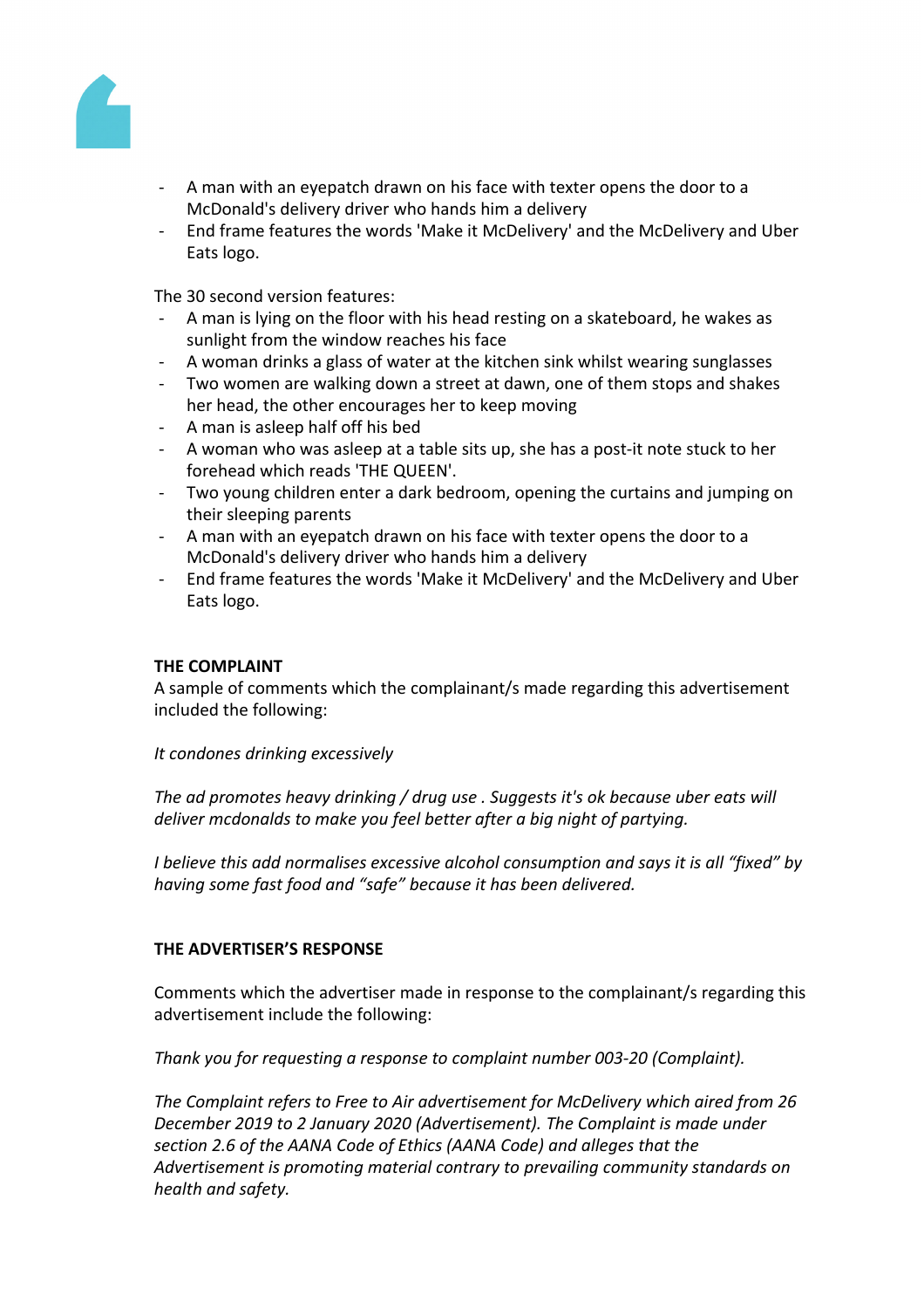- A man with an eyepatch drawn on his face with texter opens the door to a McDonald's delivery driver who hands him a delivery
- End frame features the words 'Make it McDelivery' and the McDelivery and Uber Eats logo.

The 30 second version features:

- A man is lying on the floor with his head resting on a skateboard, he wakes as sunlight from the window reaches his face
- A woman drinks a glass of water at the kitchen sink whilst wearing sunglasses
- Two women are walking down a street at dawn, one of them stops and shakes her head, the other encourages her to keep moving
- A man is asleep half off his bed
- A woman who was asleep at a table sits up, she has a post-it note stuck to her forehead which reads 'THE QUEEN'.
- Two young children enter a dark bedroom, opening the curtains and jumping on their sleeping parents
- A man with an eyepatch drawn on his face with texter opens the door to a McDonald's delivery driver who hands him a delivery
- End frame features the words 'Make it McDelivery' and the McDelivery and Uber Eats logo.

**THE COMPLAINT**

A sample of comments which the complainant/s made regarding this advertisement included the following:

*It condones drinking excessively*

*The ad promotes heavy drinking / drug use . Suggests it's ok because uber eats will deliver mcdonalds to make you feel better after a big night of partying.*

*I believe this add normalises excessive alcohol consumption and says it is all “fixed” by having some fast food and “safe” because it has been delivered.*

**THE ADVERTISER’S RESPONSE**

Comments which the advertiser made in response to the complainant/s regarding this advertisement include the following:

*Thank you for requesting a response to complaint number 003-20 (Complaint).*

*The Complaint refers to Free to Air advertisement for McDelivery which aired from 26 December 2019 to 2 January 2020 (Advertisement). The Complaint is made under section 2.6 of the AANA Code of Ethics (AANA Code) and alleges that the Advertisement is promoting material contrary to prevailing community standards on health and safety.*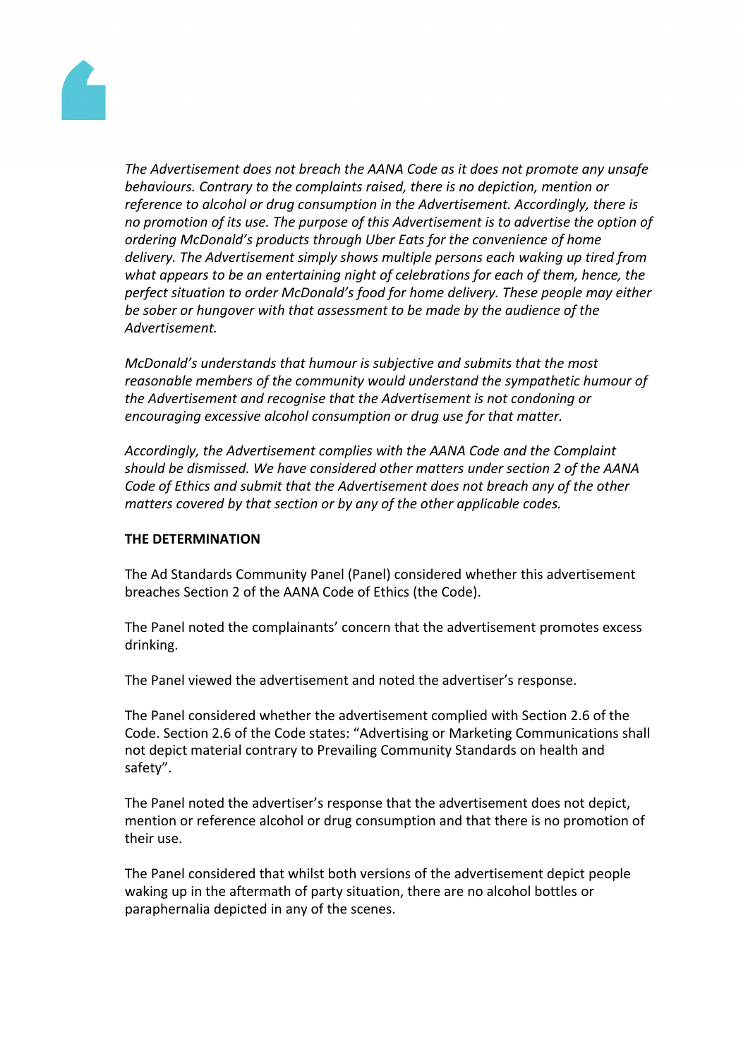*The Advertisement does not breach the AANA Code as it does not promote any unsafe behaviours. Contrary to the complaints raised, there is no depiction, mention or reference to alcohol or drug consumption in the Advertisement. Accordingly, there is no promotion of its use. The purpose of this Advertisement is to advertise the option of ordering McDonald's products through Uber Eats for the convenience of home delivery. The Advertisement simply shows multiple persons each waking up tired from what appears to be an entertaining night of celebrations for each of them, hence, the perfect situation to order McDonald's food for home delivery. These people may either be sober or hungover with that assessment to be made by the audience of the Advertisement.*

*McDonald's understands that humour is subjective and submits that the most reasonable members of the community would understand the sympathetic humour of the Advertisement and recognise that the Advertisement is not condoning or encouraging excessive alcohol consumption or drug use for that matter.*

*Accordingly, the Advertisement complies with the AANA Code and the Complaint should be dismissed. We have considered other matters under section 2 of the AANA Code of Ethics and submit that the Advertisement does not breach any of the other matters covered by that section or by any of the other applicable codes.*

**THE DETERMINATION**

The Ad Standards Community Panel (Panel) considered whether this advertisement breaches Section 2 of the AANA Code of Ethics (the Code).

The Panel noted the complainants' concern that the advertisement promotes excess drinking.

The Panel viewed the advertisement and noted the advertiser's response.

The Panel considered whether the advertisement complied with Section 2.6 of the Code. Section 2.6 of the Code states: "Advertising or Marketing Communications shall not depict material contrary to Prevailing Community Standards on health and safety".

The Panel noted the advertiser's response that the advertisement does not depict, mention or reference alcohol or drug consumption and that there is no promotion of their use.

The Panel considered that whilst both versions of the advertisement depict people waking up in the aftermath of party situation, there are no alcohol bottles or paraphernalia depicted in any of the scenes.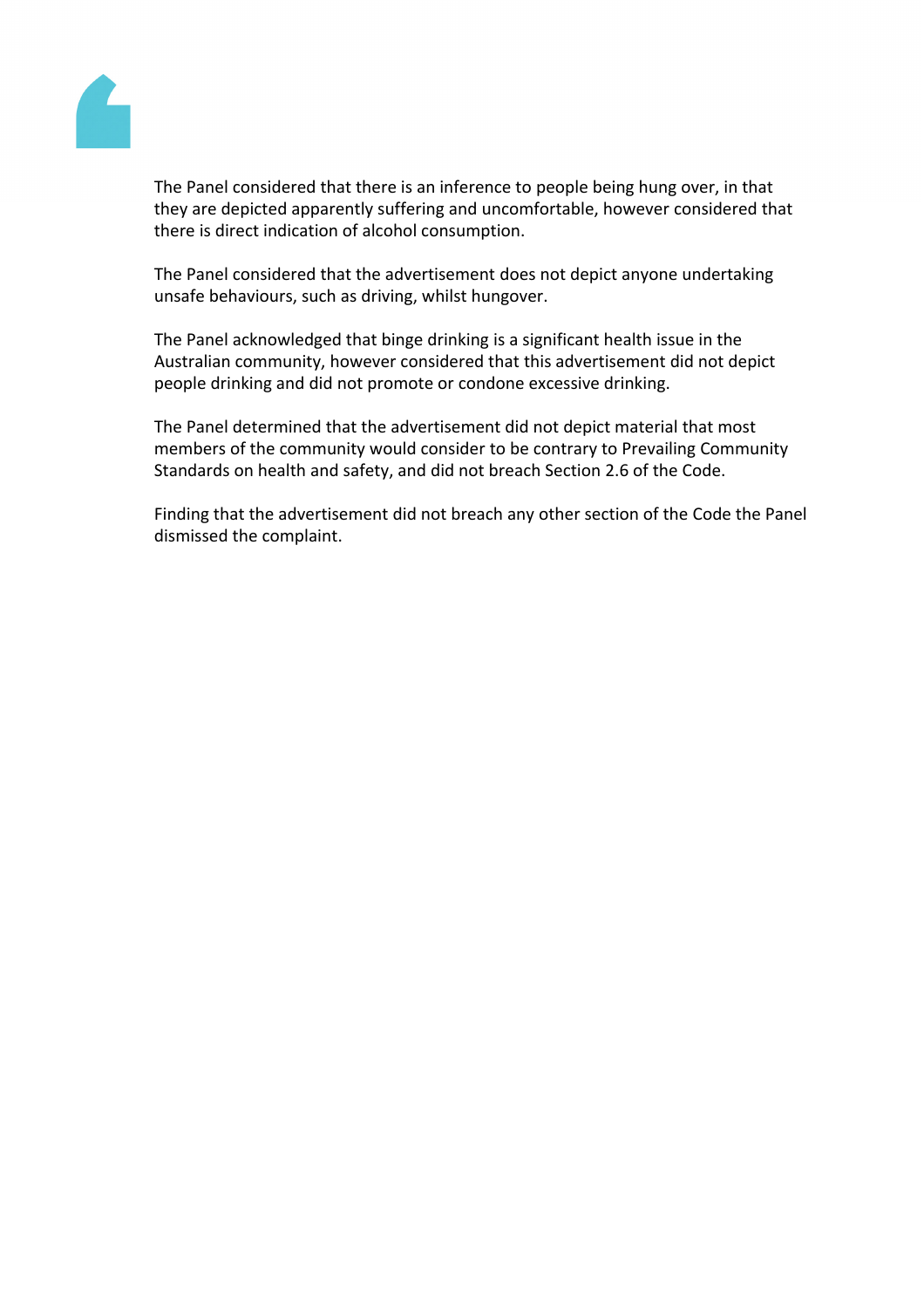The Panel considered that there is an inference to people being hung over, in that they are depicted apparently suffering and uncomfortable, however considered that there is direct indication of alcohol consumption.

The Panel considered that the advertisement does not depict anyone undertaking unsafe behaviours, such as driving, whilst hungover.

The Panel acknowledged that binge drinking is a significant health issue in the Australian community, however considered that this advertisement did not depict people drinking and did not promote or condone excessive drinking.

The Panel determined that the advertisement did not depict material that most members of the community would consider to be contrary to Prevailing Community Standards on health and safety, and did not breach Section 2.6 of the Code.

Finding that the advertisement did not breach any other section of the Code the Panel dismissed the complaint.